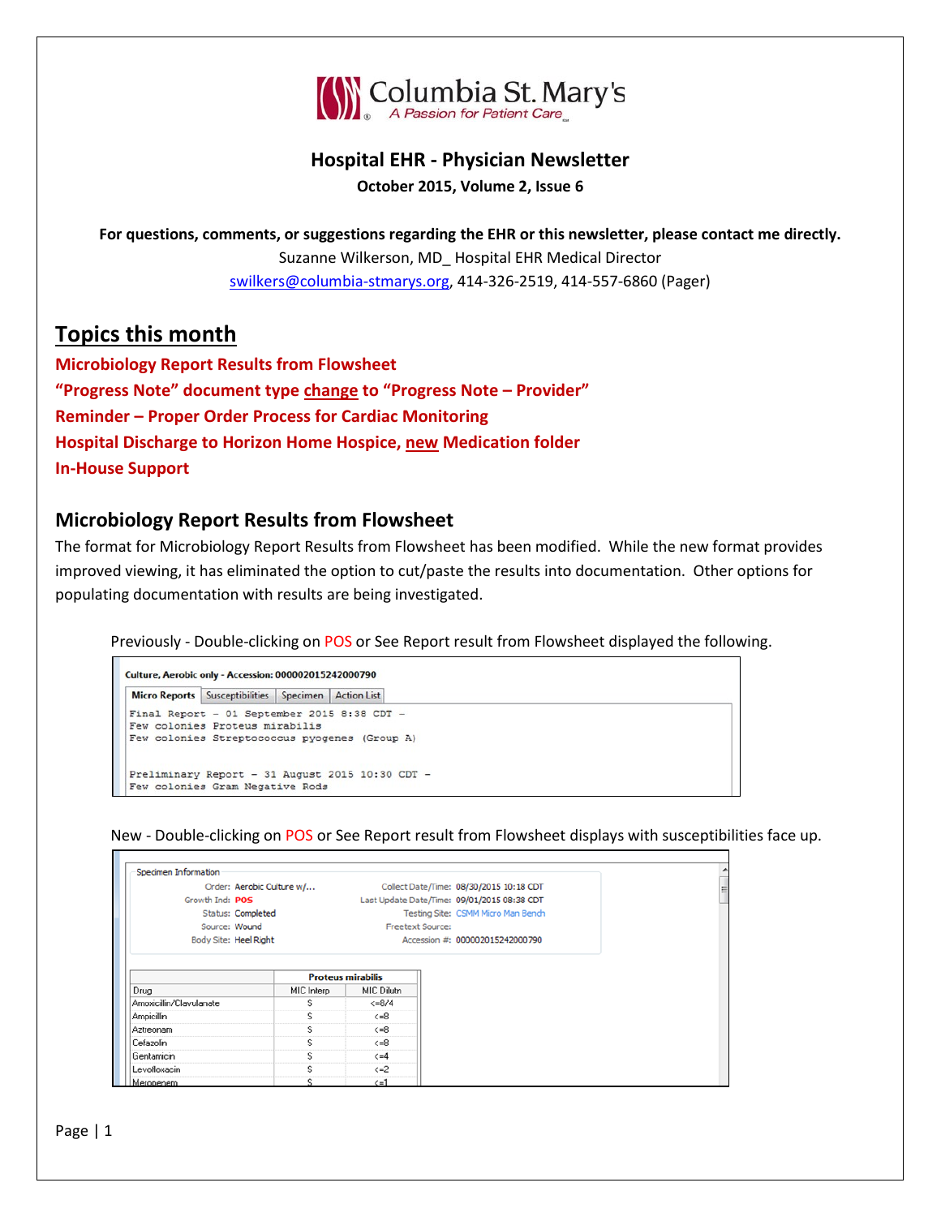Columbia St. Mary's
A Passion for Patient Care

# Hospital EHR - Physician Newsletter

**October 2015, Volume 2, Issue 6**

**For questions, comments, or suggestions regarding the EHR or this newsletter, please contact me directly.**

Suzanne Wilkerson, MD_ Hospital EHR Medical Director

swilkers@columbia-stmarys.org, 414-326-2519, 414-557-6860 (Pager)

## Topics this month

**Microbiology Report Results from Flowsheet**

**"Progress Note" document type change to "Progress Note – Provider"**

**Reminder – Proper Order Process for Cardiac Monitoring**

**Hospital Discharge to Horizon Home Hospice, new Medication folder**

**In-House Support**

## Microbiology Report Results from Flowsheet

The format for Microbiology Report Results from Flowsheet has been modified. While the new format provides improved viewing, it has eliminated the option to cut/paste the results into documentation. Other options for populating documentation with results are being investigated.

Previously - Double-clicking on POS or See Report result from Flowsheet displayed the following.

**Culture, Aerobic only - Accession: 000002015242000790**

Micro Reports | Susceptibilities | Specimen | Action List

```
Final Report – 01 September 2015 8:38 CDT –
Few colonies Proteus mirabilis
Few colonies Streptococcus pyogenes (Group A)


Preliminary Report – 31 August 2015 10:30 CDT –
Few colonies Gram Negative Rods
```

New - Double-clicking on POS or See Report result from Flowsheet displays with susceptibilities face up.

Specimen Information

| | | | |
|---|---|---|---|
| Order: | Aerobic Culture w/... | Collect Date/Time: | 08/30/2015 10:18 CDT |
| Growth Ind: | POS | Last Update Date/Time: | 09/01/2015 08:38 CDT |
| Status: | Completed | Testing Site: | CSMM Micro Man Bench |
| Source: | Wound | Freetext Source: | |
| Body Site: | Heel Right | Accession #: | 000002015242000790 |

| | Proteus mirabilis | |
|---|---|---|
| Drug | MIC Interp | MIC Dilutn |
| Amoxicillin/Clavulanate | S | <=8/4 |
| Ampicillin | S | <=8 |
| Aztreonam | S | <=8 |
| Cefazolin | S | <=8 |
| Gentamicin | S | <=4 |
| Levofloxacin | S | <=2 |
| Meropenem | S | <=1 |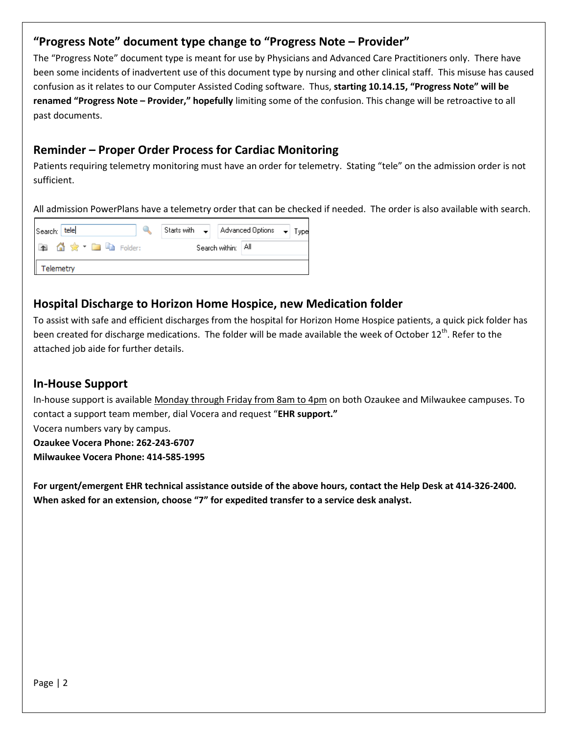## "Progress Note" document type change to "Progress Note – Provider"

The "Progress Note" document type is meant for use by Physicians and Advanced Care Practitioners only. There have been some incidents of inadvertent use of this document type by nursing and other clinical staff. This misuse has caused confusion as it relates to our Computer Assisted Coding software. Thus, **starting 10.14.15, "Progress Note" will be renamed "Progress Note – Provider," hopefully** limiting some of the confusion. This change will be retroactive to all past documents.

## Reminder – Proper Order Process for Cardiac Monitoring

Patients requiring telemetry monitoring must have an order for telemetry. Stating "tele" on the admission order is not sufficient.

All admission PowerPlans have a telemetry order that can be checked if needed. The order is also available with search.

Search: tele | Starts with | Advanced Options | Type
Folder: | Search within: All
Telemetry

## Hospital Discharge to Horizon Home Hospice, new Medication folder

To assist with safe and efficient discharges from the hospital for Horizon Home Hospice patients, a quick pick folder has been created for discharge medications. The folder will be made available the week of October 12th. Refer to the attached job aide for further details.

## In-House Support

In-house support is available Monday through Friday from 8am to 4pm on both Ozaukee and Milwaukee campuses. To contact a support team member, dial Vocera and request "**EHR support.**"

Vocera numbers vary by campus.

**Ozaukee Vocera Phone: 262-243-6707**

**Milwaukee Vocera Phone: 414-585-1995**

**For urgent/emergent EHR technical assistance outside of the above hours, contact the Help Desk at 414-326-2400. When asked for an extension, choose "7" for expedited transfer to a service desk analyst.**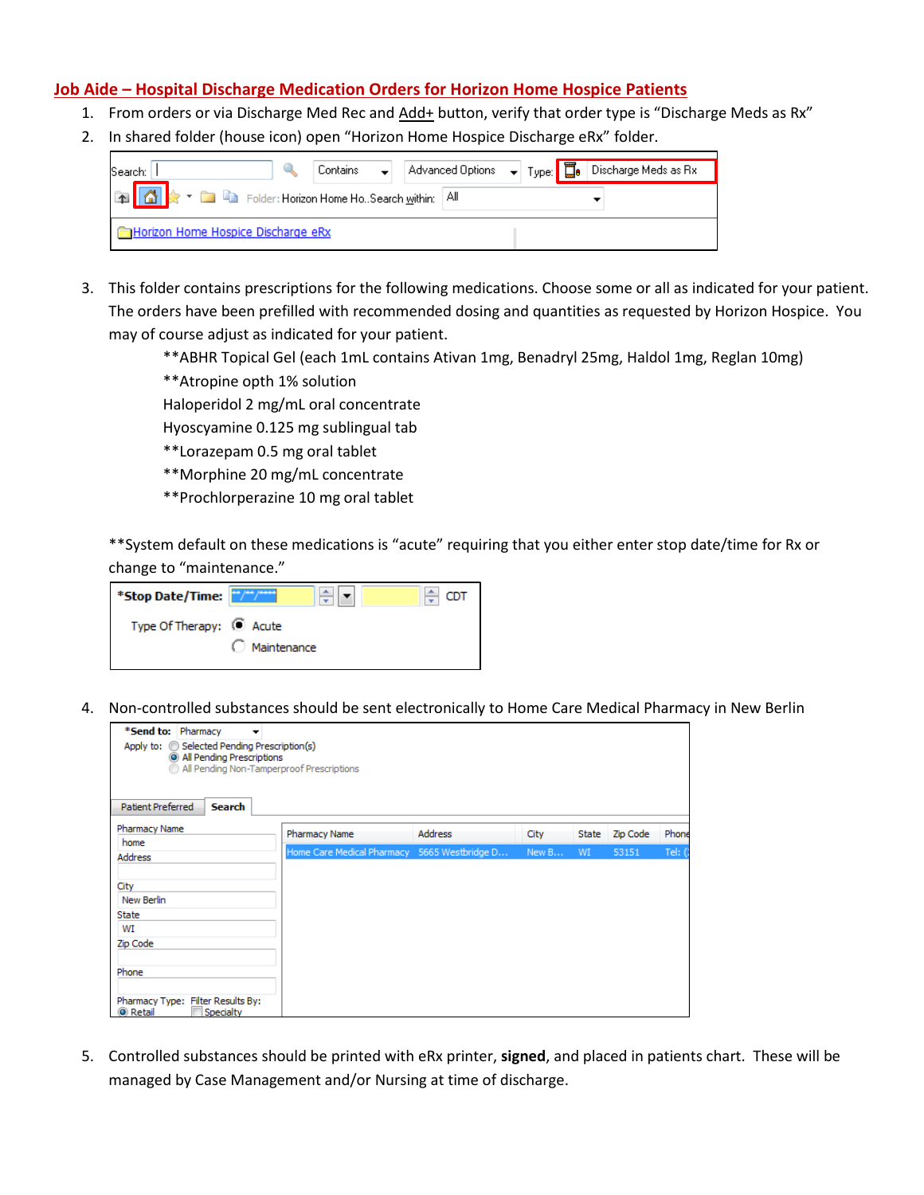## Job Aide – Hospital Discharge Medication Orders for Horizon Home Hospice Patients

1. From orders or via Discharge Med Rec and Add+ button, verify that order type is "Discharge Meds as Rx"
2. In shared folder (house icon) open "Horizon Home Hospice Discharge eRx" folder.

3. This folder contains prescriptions for the following medications. Choose some or all as indicated for your patient. The orders have been prefilled with recommended dosing and quantities as requested by Horizon Hospice. You may of course adjust as indicated for your patient.

   **ABHR Topical Gel (each 1mL contains Ativan 1mg, Benadryl 25mg, Haldol 1mg, Reglan 10mg)
   **Atropine opth 1% solution
   Haloperidol 2 mg/mL oral concentrate
   Hyoscyamine 0.125 mg sublingual tab
   **Lorazepam 0.5 mg oral tablet
   **Morphine 20 mg/mL concentrate
   **Prochlorperazine 10 mg oral tablet

   **System default on these medications is "acute" requiring that you either enter stop date/time for Rx or change to "maintenance."

4. Non-controlled substances should be sent electronically to Home Care Medical Pharmacy in New Berlin

5. Controlled substances should be printed with eRx printer, **signed**, and placed in patients chart. These will be managed by Case Management and/or Nursing at time of discharge.